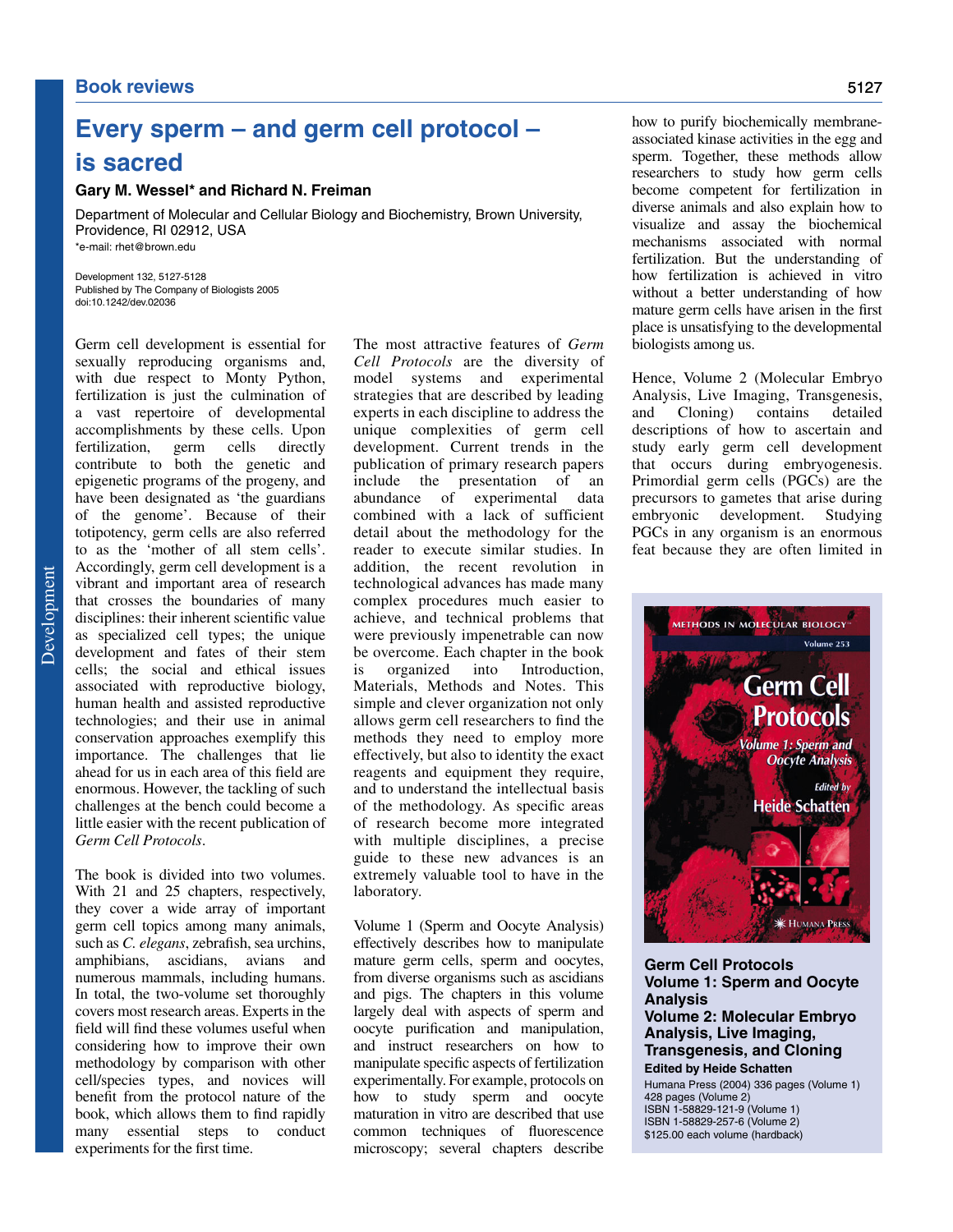Book reviews

# Every sperm – and germ cell protocol – is sacred

**Gary M. Wessel* and Richard N. Freiman**

Department of Molecular and Cellular Biology and Biochemistry, Brown University, Providence, RI 02912, USA
*e-mail: rhet@brown.edu

Development 132, 5127-5128
Published by The Company of Biologists 2005
doi:10.1242/dev.02036

Germ cell development is essential for sexually reproducing organisms and, with due respect to Monty Python, fertilization is just the culmination of a vast repertoire of developmental accomplishments by these cells. Upon fertilization, germ cells directly contribute to both the genetic and epigenetic programs of the progeny, and have been designated as 'the guardians of the genome'. Because of their totipotency, germ cells are also referred to as the 'mother of all stem cells'. Accordingly, germ cell development is a vibrant and important area of research that crosses the boundaries of many disciplines: their inherent scientific value as specialized cell types; the unique development and fates of their stem cells; the social and ethical issues associated with reproductive biology, human health and assisted reproductive technologies; and their use in animal conservation approaches exemplify this importance. The challenges that lie ahead for us in each area of this field are enormous. However, the tackling of such challenges at the bench could become a little easier with the recent publication of *Germ Cell Protocols*.

The book is divided into two volumes. With 21 and 25 chapters, respectively, they cover a wide array of important germ cell topics among many animals, such as *C. elegans*, zebrafish, sea urchins, amphibians, ascidians, avians and numerous mammals, including humans. In total, the two-volume set thoroughly covers most research areas. Experts in the field will find these volumes useful when considering how to improve their own methodology by comparison with other cell/species types, and novices will benefit from the protocol nature of the book, which allows them to find rapidly many essential steps to conduct experiments for the first time.

The most attractive features of *Germ Cell Protocols* are the diversity of model systems and experimental strategies that are described by leading experts in each discipline to address the unique complexities of germ cell development. Current trends in the publication of primary research papers include the presentation of an abundance of experimental data combined with a lack of sufficient detail about the methodology for the reader to execute similar studies. In addition, the recent revolution in technological advances has made many complex procedures much easier to achieve, and technical problems that were previously impenetrable can now be overcome. Each chapter in the book is organized into Introduction, Materials, Methods and Notes. This simple and clever organization not only allows germ cell researchers to find the methods they need to employ more effectively, but also to identity the exact reagents and equipment they require, and to understand the intellectual basis of the methodology. As specific areas of research become more integrated with multiple disciplines, a precise guide to these new advances is an extremely valuable tool to have in the laboratory.

Volume 1 (Sperm and Oocyte Analysis) effectively describes how to manipulate mature germ cells, sperm and oocytes, from diverse organisms such as ascidians and pigs. The chapters in this volume largely deal with aspects of sperm and oocyte purification and manipulation, and instruct researchers on how to manipulate specific aspects of fertilization experimentally. For example, protocols on how to study sperm and oocyte maturation in vitro are described that use common techniques of fluorescence microscopy; several chapters describe how to purify biochemically membrane-associated kinase activities in the egg and sperm. Together, these methods allow researchers to study how germ cells become competent for fertilization in diverse animals and also explain how to visualize and assay the biochemical mechanisms associated with normal fertilization. But the understanding of how fertilization is achieved in vitro without a better understanding of how mature germ cells have arisen in the first place is unsatisfying to the developmental biologists among us.

Hence, Volume 2 (Molecular Embryo Analysis, Live Imaging, Transgenesis, and Cloning) contains detailed descriptions of how to ascertain and study early germ cell development that occurs during embryogenesis. Primordial germ cells (PGCs) are the precursors to gametes that arise during embryonic development. Studying PGCs in any organism is an enormous feat because they are often limited in

METHODS IN MOLECULAR BIOLOGY™
Volume 253
Germ Cell Protocols
Volume 1: Sperm and Oocyte Analysis
Edited by Heide Schatten
HUMANA PRESS

**Germ Cell Protocols**
**Volume 1: Sperm and Oocyte Analysis**
**Volume 2: Molecular Embryo Analysis, Live Imaging, Transgenesis, and Cloning**
**Edited by Heide Schatten**
Humana Press (2004) 336 pages (Volume 1)
428 pages (Volume 2)
ISBN 1-58829-121-9 (Volume 1)
ISBN 1-58829-257-6 (Volume 2)
$125.00 each volume (hardback)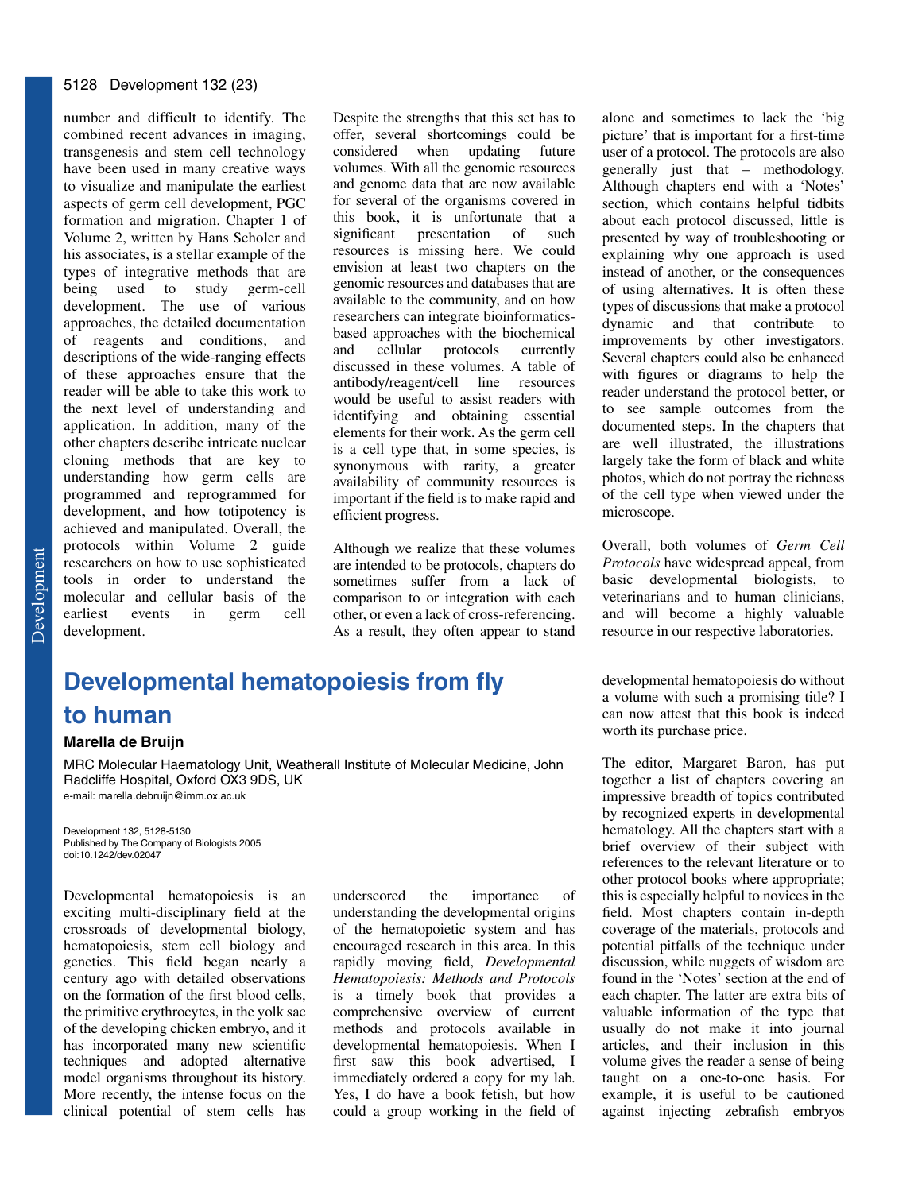number and difficult to identify. The combined recent advances in imaging, transgenesis and stem cell technology have been used in many creative ways to visualize and manipulate the earliest aspects of germ cell development, PGC formation and migration. Chapter 1 of Volume 2, written by Hans Scholer and his associates, is a stellar example of the types of integrative methods that are being used to study germ-cell development. The use of various approaches, the detailed documentation of reagents and conditions, and descriptions of the wide-ranging effects of these approaches ensure that the reader will be able to take this work to the next level of understanding and application. In addition, many of the other chapters describe intricate nuclear cloning methods that are key to understanding how germ cells are programmed and reprogrammed for development, and how totipotency is achieved and manipulated. Overall, the protocols within Volume 2 guide researchers on how to use sophisticated tools in order to understand the molecular and cellular basis of the earliest events in germ cell development.

Despite the strengths that this set has to offer, several shortcomings could be considered when updating future volumes. With all the genomic resources and genome data that are now available for several of the organisms covered in this book, it is unfortunate that a significant presentation of such resources is missing here. We could envision at least two chapters on the genomic resources and databases that are available to the community, and on how researchers can integrate bioinformatics-based approaches with the biochemical and cellular protocols currently discussed in these volumes. A table of antibody/reagent/cell line resources would be useful to assist readers with identifying and obtaining essential elements for their work. As the germ cell is a cell type that, in some species, is synonymous with rarity, a greater availability of community resources is important if the field is to make rapid and efficient progress.

Although we realize that these volumes are intended to be protocols, chapters do sometimes suffer from a lack of comparison to or integration with each other, or even a lack of cross-referencing. As a result, they often appear to stand alone and sometimes to lack the 'big picture' that is important for a first-time user of a protocol. The protocols are also generally just that – methodology. Although chapters end with a 'Notes' section, which contains helpful tidbits about each protocol discussed, little is presented by way of troubleshooting or explaining why one approach is used instead of another, or the consequences of using alternatives. It is often these types of discussions that make a protocol dynamic and that contribute to improvements by other investigators. Several chapters could also be enhanced with figures or diagrams to help the reader understand the protocol better, or to see sample outcomes from the documented steps. In the chapters that are well illustrated, the illustrations largely take the form of black and white photos, which do not portray the richness of the cell type when viewed under the microscope.

Overall, both volumes of *Germ Cell Protocols* have widespread appeal, from basic developmental biologists, to veterinarians and to human clinicians, and will become a highly valuable resource in our respective laboratories.

# Developmental hematopoiesis from fly to human

**Marella de Bruijn**

MRC Molecular Haematology Unit, Weatherall Institute of Molecular Medicine, John Radcliffe Hospital, Oxford OX3 9DS, UK

e-mail: marella.debruijn@imm.ox.ac.uk

Development 132, 5128-5130
Published by The Company of Biologists 2005
doi:10.1242/dev.02047

Developmental hematopoiesis is an exciting multi-disciplinary field at the crossroads of developmental biology, hematopoiesis, stem cell biology and genetics. This field began nearly a century ago with detailed observations on the formation of the first blood cells, the primitive erythrocytes, in the yolk sac of the developing chicken embryo, and it has incorporated many new scientific techniques and adopted alternative model organisms throughout its history. More recently, the intense focus on the clinical potential of stem cells has underscored the importance of understanding the developmental origins of the hematopoietic system and has encouraged research in this area. In this rapidly moving field, *Developmental Hematopoiesis: Methods and Protocols* is a timely book that provides a comprehensive overview of current methods and protocols available in developmental hematopoiesis. When I first saw this book advertised, I immediately ordered a copy for my lab. Yes, I do have a book fetish, but how could a group working in the field of developmental hematopoiesis do without a volume with such a promising title? I can now attest that this book is indeed worth its purchase price.

The editor, Margaret Baron, has put together a list of chapters covering an impressive breadth of topics contributed by recognized experts in developmental hematology. All the chapters start with a brief overview of their subject with references to the relevant literature or to other protocol books where appropriate; this is especially helpful to novices in the field. Most chapters contain in-depth coverage of the materials, protocols and potential pitfalls of the technique under discussion, while nuggets of wisdom are found in the 'Notes' section at the end of each chapter. The latter are extra bits of valuable information of the type that usually do not make it into journal articles, and their inclusion in this volume gives the reader a sense of being taught on a one-to-one basis. For example, it is useful to be cautioned against injecting zebrafish embryos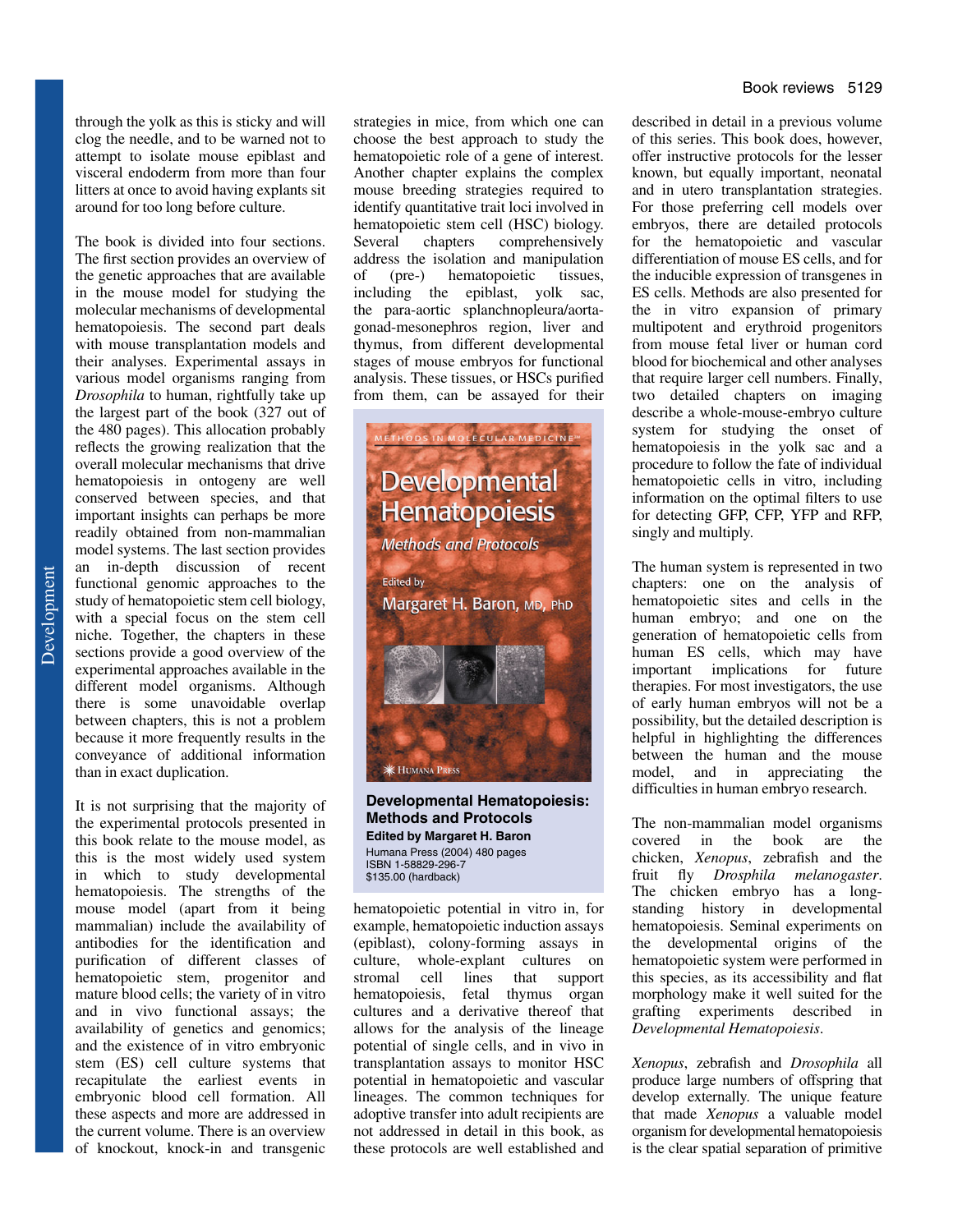through the yolk as this is sticky and will clog the needle, and to be warned not to attempt to isolate mouse epiblast and visceral endoderm from more than four litters at once to avoid having explants sit around for too long before culture.

The book is divided into four sections. The first section provides an overview of the genetic approaches that are available in the mouse model for studying the molecular mechanisms of developmental hematopoiesis. The second part deals with mouse transplantation models and their analyses. Experimental assays in various model organisms ranging from *Drosophila* to human, rightfully take up the largest part of the book (327 out of the 480 pages). This allocation probably reflects the growing realization that the overall molecular mechanisms that drive hematopoiesis in ontogeny are well conserved between species, and that important insights can perhaps be more readily obtained from non-mammalian model systems. The last section provides an in-depth discussion of recent functional genomic approaches to the study of hematopoietic stem cell biology, with a special focus on the stem cell niche. Together, the chapters in these sections provide a good overview of the experimental approaches available in the different model organisms. Although there is some unavoidable overlap between chapters, this is not a problem because it more frequently results in the conveyance of additional information than in exact duplication.

It is not surprising that the majority of the experimental protocols presented in this book relate to the mouse model, as this is the most widely used system in which to study developmental hematopoiesis. The strengths of the mouse model (apart from it being mammalian) include the availability of antibodies for the identification and purification of different classes of hematopoietic stem, progenitor and mature blood cells; the variety of in vitro and in vivo functional assays; the availability of genetics and genomics; and the existence of in vitro embryonic stem (ES) cell culture systems that recapitulate the earliest events in embryonic blood cell formation. All these aspects and more are addressed in the current volume. There is an overview of knockout, knock-in and transgenic strategies in mice, from which one can choose the best approach to study the hematopoietic role of a gene of interest. Another chapter explains the complex mouse breeding strategies required to identify quantitative trait loci involved in hematopoietic stem cell (HSC) biology. Several chapters comprehensively address the isolation and manipulation of (pre-) hematopoietic tissues, including the epiblast, yolk sac, the para-aortic splanchnopleura/aorta-gonad-mesonephros region, liver and thymus, from different developmental stages of mouse embryos for functional analysis. These tissues, or HSCs purified from them, can be assayed for their hematopoietic potential in vitro in, for example, hematopoietic induction assays (epiblast), colony-forming assays in culture, whole-explant cultures on stromal cell lines that support hematopoiesis, fetal thymus organ cultures and a derivative thereof that allows for the analysis of the lineage potential of single cells, and in vivo in transplantation assays to monitor HSC potential in hematopoietic and vascular lineages. The common techniques for adoptive transfer into adult recipients are not addressed in detail in this book, as these protocols are well established and described in detail in a previous volume of this series. This book does, however, offer instructive protocols for the lesser known, but equally important, neonatal and in utero transplantation strategies. For those preferring cell models over embryos, there are detailed protocols for the hematopoietic and vascular differentiation of mouse ES cells, and for the inducible expression of transgenes in ES cells. Methods are also presented for the in vitro expansion of primary multipotent and erythroid progenitors from mouse fetal liver or human cord blood for biochemical and other analyses that require larger cell numbers. Finally, two detailed chapters on imaging describe a whole-mouse-embryo culture system for studying the onset of hematopoiesis in the yolk sac and a procedure to follow the fate of individual hematopoietic cells in vitro, including information on the optimal filters to use for detecting GFP, CFP, YFP and RFP, singly and multiply.

**Developmental Hematopoiesis: Methods and Protocols**
**Edited by Margaret H. Baron**
Humana Press (2004) 480 pages
ISBN 1-58829-296-7
$135.00 (hardback)

The human system is represented in two chapters: one on the analysis of hematopoietic sites and cells in the human embryo; and one on the generation of hematopoietic cells from human ES cells, which may have important implications for future therapies. For most investigators, the use of early human embryos will not be a possibility, but the detailed description is helpful in highlighting the differences between the human and the mouse model, and in appreciating the difficulties in human embryo research.

The non-mammalian model organisms covered in the book are the chicken, *Xenopus*, zebrafish and the fruit fly *Drosphila melanogaster*. The chicken embryo has a long-standing history in developmental hematopoiesis. Seminal experiments on the developmental origins of the hematopoietic system were performed in this species, as its accessibility and flat morphology make it well suited for the grafting experiments described in *Developmental Hematopoiesis*.

*Xenopus*, zebrafish and *Drosophila* all produce large numbers of offspring that develop externally. The unique feature that made *Xenopus* a valuable model organism for developmental hematopoiesis is the clear spatial separation of primitive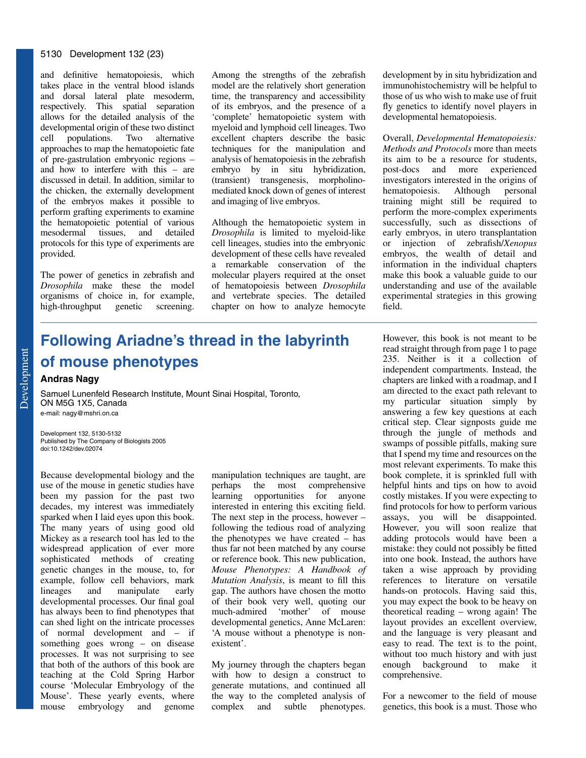and definitive hematopoiesis, which takes place in the ventral blood islands and dorsal lateral plate mesoderm, respectively. This spatial separation allows for the detailed analysis of the developmental origin of these two distinct cell populations. Two alternative approaches to map the hematopoietic fate of pre-gastrulation embryonic regions – and how to interfere with this – are discussed in detail. In addition, similar to the chicken, the externally development of the embryos makes it possible to perform grafting experiments to examine the hematopoietic potential of various mesodermal tissues, and detailed protocols for this type of experiments are provided.

The power of genetics in zebrafish and *Drosophila* make these the model organisms of choice in, for example, high-throughput genetic screening. Among the strengths of the zebrafish model are the relatively short generation time, the transparency and accessibility of its embryos, and the presence of a 'complete' hematopoietic system with myeloid and lymphoid cell lineages. Two excellent chapters describe the basic techniques for the manipulation and analysis of hematopoiesis in the zebrafish embryo by in situ hybridization, (transient) transgenesis, morpholino-mediated knock down of genes of interest and imaging of live embryos.

Although the hematopoietic system in *Drosophila* is limited to myeloid-like cell lineages, studies into the embryonic development of these cells have revealed a remarkable conservation of the molecular players required at the onset of hematopoiesis between *Drosophila* and vertebrate species. The detailed chapter on how to analyze hemocyte development by in situ hybridization and immunohistochemistry will be helpful to those of us who wish to make use of fruit fly genetics to identify novel players in developmental hematopoiesis.

Overall, *Developmental Hematopoiesis: Methods and Protocols* more than meets its aim to be a resource for students, post-docs and more experienced investigators interested in the origins of hematopoiesis. Although personal training might still be required to perform the more-complex experiments successfully, such as dissections of early embryos, in utero transplantation or injection of zebrafish/*Xenopus* embryos, the wealth of detail and information in the individual chapters make this book a valuable guide to our understanding and use of the available experimental strategies in this growing field.

# Following Ariadne's thread in the labyrinth of mouse phenotypes

**Andras Nagy**

Samuel Lunenfeld Research Institute, Mount Sinai Hospital, Toronto, ON M5G 1X5, Canada
e-mail: nagy@mshri.on.ca

Development 132, 5130-5132
Published by The Company of Biologists 2005
doi:10.1242/dev.02074

Because developmental biology and the use of the mouse in genetic studies have been my passion for the past two decades, my interest was immediately sparked when I laid eyes upon this book. The many years of using good old Mickey as a research tool has led to the widespread application of ever more sophisticated methods of creating genetic changes in the mouse, to, for example, follow cell behaviors, mark lineages and manipulate early developmental processes. Our final goal has always been to find phenotypes that can shed light on the intricate processes of normal development and – if something goes wrong – on disease processes. It was not surprising to see that both of the authors of this book are teaching at the Cold Spring Harbor course 'Molecular Embryology of the Mouse'. These yearly events, where mouse embryology and genome manipulation techniques are taught, are perhaps the most comprehensive learning opportunities for anyone interested in entering this exciting field. The next step in the process, however – following the tedious road of analyzing the phenotypes we have created – has thus far not been matched by any course or reference book. This new publication, *Mouse Phenotypes: A Handbook of Mutation Analysis*, is meant to fill this gap. The authors have chosen the motto of their book very well, quoting our much-admired 'mother' of mouse developmental genetics, Anne McLaren: 'A mouse without a phenotype is non-existent'.

My journey through the chapters began with how to design a construct to generate mutations, and continued all the way to the completed analysis of complex and subtle phenotypes. However, this book is not meant to be read straight through from page 1 to page 235. Neither is it a collection of independent compartments. Instead, the chapters are linked with a roadmap, and I am directed to the exact path relevant to my particular situation simply by answering a few key questions at each critical step. Clear signposts guide me through the jungle of methods and swamps of possible pitfalls, making sure that I spend my time and resources on the most relevant experiments. To make this book complete, it is sprinkled full with helpful hints and tips on how to avoid costly mistakes. If you were expecting to find protocols for how to perform various assays, you will be disappointed. However, you will soon realize that adding protocols would have been a mistake: they could not possibly be fitted into one book. Instead, the authors have taken a wise approach by providing references to literature on versatile hands-on protocols. Having said this, you may expect the book to be heavy on theoretical reading – wrong again! The layout provides an excellent overview, and the language is very pleasant and easy to read. The text is to the point, without too much history and with just enough background to make it comprehensive.

For a newcomer to the field of mouse genetics, this book is a must. Those who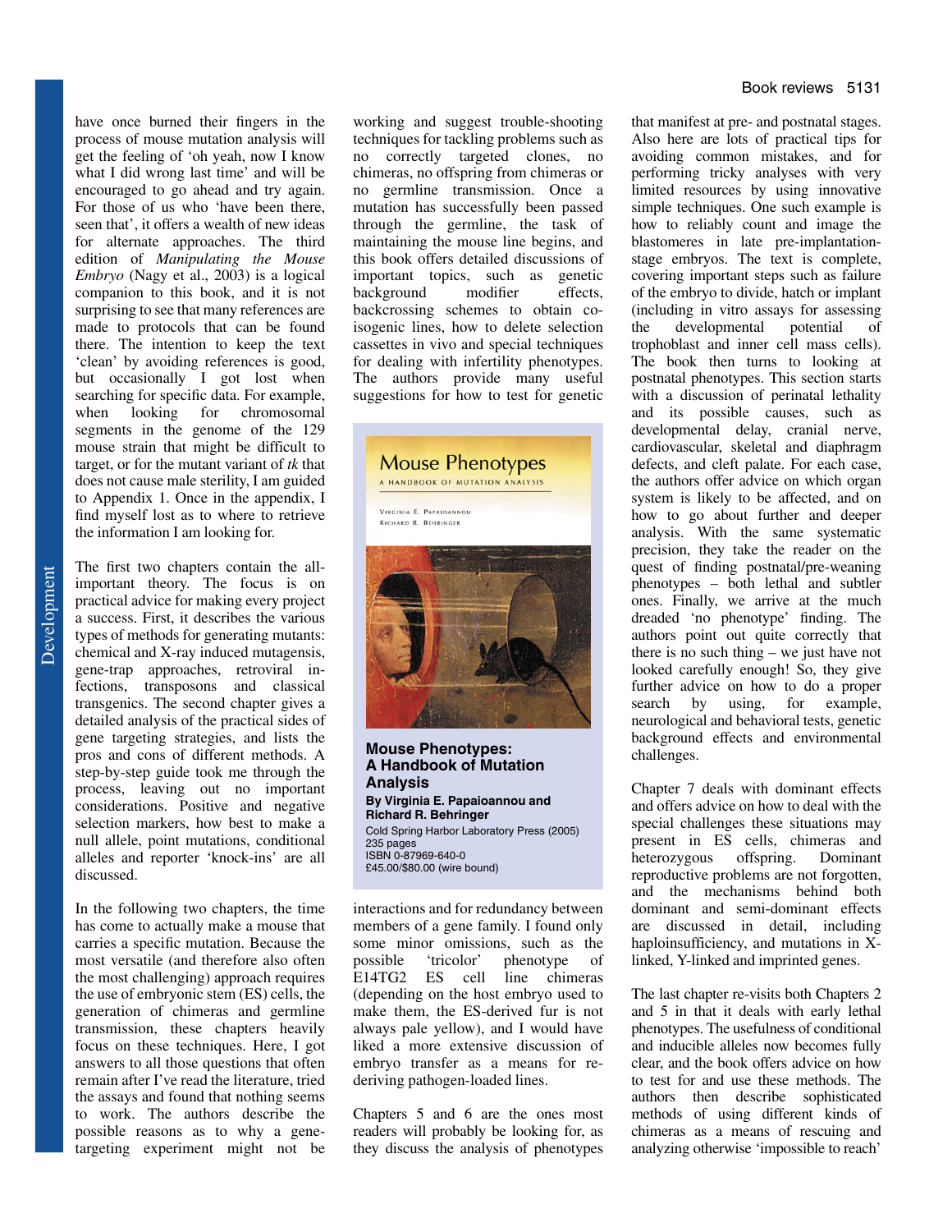have once burned their fingers in the process of mouse mutation analysis will get the feeling of 'oh yeah, now I know what I did wrong last time' and will be encouraged to go ahead and try again. For those of us who 'have been there, seen that', it offers a wealth of new ideas for alternate approaches. The third edition of *Manipulating the Mouse Embryo* (Nagy et al., 2003) is a logical companion to this book, and it is not surprising to see that many references are made to protocols that can be found there. The intention to keep the text 'clean' by avoiding references is good, but occasionally I got lost when searching for specific data. For example, when looking for chromosomal segments in the genome of the 129 mouse strain that might be difficult to target, or for the mutant variant of *tk* that does not cause male sterility, I am guided to Appendix 1. Once in the appendix, I find myself lost as to where to retrieve the information I am looking for.

The first two chapters contain the all-important theory. The focus is on practical advice for making every project a success. First, it describes the various types of methods for generating mutants: chemical and X-ray induced mutagenesis, gene-trap approaches, retroviral infections, transposons and classical transgenics. The second chapter gives a detailed analysis of the practical sides of gene targeting strategies, and lists the pros and cons of different methods. A step-by-step guide took me through the process, leaving out no important considerations. Positive and negative selection markers, how best to make a null allele, point mutations, conditional alleles and reporter 'knock-ins' are all discussed.

In the following two chapters, the time has come to actually make a mouse that carries a specific mutation. Because the most versatile (and therefore also often the most challenging) approach requires the use of embryonic stem (ES) cells, the generation of chimeras and germline transmission, these chapters heavily focus on these techniques. Here, I got answers to all those questions that often remain after I've read the literature, tried the assays and found that nothing seems to work. The authors describe the possible reasons as to why a gene-targeting experiment might not be working and suggest trouble-shooting techniques for tackling problems such as no correctly targeted clones, no chimeras, no offspring from chimeras or no germline transmission. Once a mutation has successfully been passed through the germline, the task of maintaining the mouse line begins, and this book offers detailed discussions of important topics, such as genetic background modifier effects, backcrossing schemes to obtain co-isogenic lines, how to delete selection cassettes in vivo and special techniques for dealing with infertility phenotypes. The authors provide many useful suggestions for how to test for genetic interactions and for redundancy between members of a gene family. I found only some minor omissions, such as the possible 'tricolor' phenotype of E14TG2 ES cell line chimeras (depending on the host embryo used to make them, the ES-derived fur is not always pale yellow), and I would have liked a more extensive discussion of embryo transfer as a means for re-deriving pathogen-loaded lines.

**Mouse Phenotypes: A Handbook of Mutation Analysis**
**By Virginia E. Papaioannou and Richard R. Behringer**
Cold Spring Harbor Laboratory Press (2005)
235 pages
ISBN 0-87969-640-0
£45.00/$80.00 (wire bound)

Chapters 5 and 6 are the ones most readers will probably be looking for, as they discuss the analysis of phenotypes that manifest at pre- and postnatal stages. Also here are lots of practical tips for avoiding common mistakes, and for performing tricky analyses with very limited resources by using innovative simple techniques. One such example is how to reliably count and image the blastomeres in late pre-implantation-stage embryos. The text is complete, covering important steps such as failure of the embryo to divide, hatch or implant (including in vitro assays for assessing the developmental potential of trophoblast and inner cell mass cells). The book then turns to looking at postnatal phenotypes. This section starts with a discussion of perinatal lethality and its possible causes, such as developmental delay, cranial nerve, cardiovascular, skeletal and diaphragm defects, and cleft palate. For each case, the authors offer advice on which organ system is likely to be affected, and on how to go about further and deeper analysis. With the same systematic precision, they take the reader on the quest of finding postnatal/pre-weaning phenotypes – both lethal and subtler ones. Finally, we arrive at the much dreaded 'no phenotype' finding. The authors point out quite correctly that there is no such thing – we just have not looked carefully enough! So, they give further advice on how to do a proper search by using, for example, neurological and behavioral tests, genetic background effects and environmental challenges.

Chapter 7 deals with dominant effects and offers advice on how to deal with the special challenges these situations may present in ES cells, chimeras and heterozygous offspring. Dominant reproductive problems are not forgotten, and the mechanisms behind both dominant and semi-dominant effects are discussed in detail, including haploinsufficiency, and mutations in X-linked, Y-linked and imprinted genes.

The last chapter re-visits both Chapters 2 and 5 in that it deals with early lethal phenotypes. The usefulness of conditional and inducible alleles now becomes fully clear, and the book offers advice on how to test for and use these methods. The authors then describe sophisticated methods of using different kinds of chimeras as a means of rescuing and analyzing otherwise 'impossible to reach'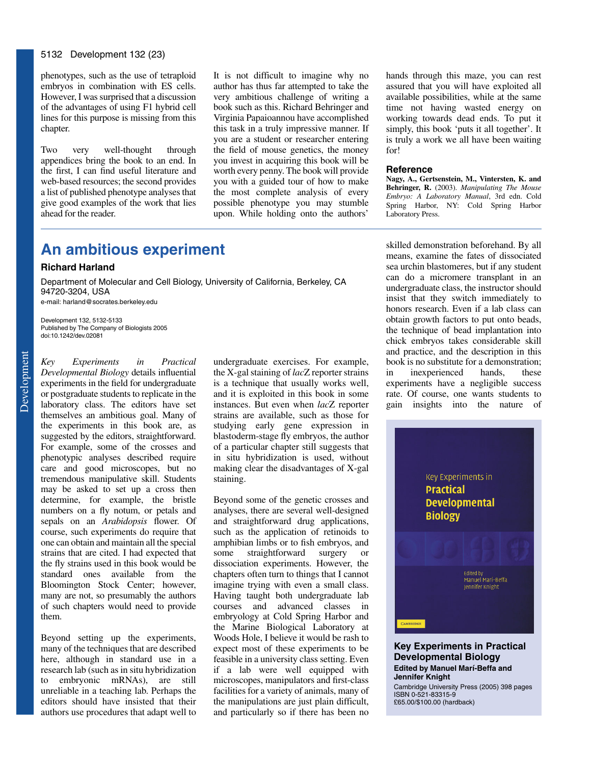phenotypes, such as the use of tetraploid embryos in combination with ES cells. However, I was surprised that a discussion of the advantages of using F1 hybrid cell lines for this purpose is missing from this chapter.

Two very well-thought through appendices bring the book to an end. In the first, I can find useful literature and web-based resources; the second provides a list of published phenotype analyses that give good examples of the work that lies ahead for the reader.

It is not difficult to imagine why no author has thus far attempted to take the very ambitious challenge of writing a book such as this. Richard Behringer and Virginia Papaioannou have accomplished this task in a truly impressive manner. If you are a student or researcher entering the field of mouse genetics, the money you invest in acquiring this book will be worth every penny. The book will provide you with a guided tour of how to make the most complete analysis of every possible phenotype you may stumble upon. While holding onto the authors' hands through this maze, you can rest assured that you will have exploited all available possibilities, while at the same time not having wasted energy on working towards dead ends. To put it simply, this book 'puts it all together'. It is truly a work we all have been waiting for!

### Reference

**Nagy, A., Gertsenstein, M., Vintersten, K. and Behringer, R.** (2003). *Manipulating The Mouse Embryo: A Laboratory Manual*, 3rd edn. Cold Spring Harbor, NY: Cold Spring Harbor Laboratory Press.

---

## An ambitious experiment

**Richard Harland**

Department of Molecular and Cell Biology, University of California, Berkeley, CA 94720-3204, USA

e-mail: harland@socrates.berkeley.edu

Development 132, 5132-5133
Published by The Company of Biologists 2005
doi:10.1242/dev.02081

*Key Experiments in Practical Developmental Biology* details influential experiments in the field for undergraduate or postgraduate students to replicate in the laboratory class. The editors have set themselves an ambitious goal. Many of the experiments in this book are, as suggested by the editors, straightforward. For example, some of the crosses and phenotypic analyses described require care and good microscopes, but no tremendous manipulative skill. Students may be asked to set up a cross then determine, for example, the bristle numbers on a fly notum, or petals and sepals on an *Arabidopsis* flower. Of course, such experiments do require that one can obtain and maintain all the special strains that are cited. I had expected that the fly strains used in this book would be standard ones available from the Bloomington Stock Center; however, many are not, so presumably the authors of such chapters would need to provide them.

Beyond setting up the experiments, many of the techniques that are described here, although in standard use in a research lab (such as in situ hybridization to embryonic mRNAs), are still unreliable in a teaching lab. Perhaps the editors should have insisted that their authors use procedures that adapt well to undergraduate exercises. For example, the X-gal staining of *lacZ* reporter strains is a technique that usually works well, and it is exploited in this book in some instances. But even when *lacZ* reporter strains are available, such as those for studying early gene expression in blastoderm-stage fly embryos, the author of a particular chapter still suggests that in situ hybridization is used, without making clear the disadvantages of X-gal staining.

Beyond some of the genetic crosses and analyses, there are several well-designed and straightforward drug applications, such as the application of retinoids to amphibian limbs or to fish embryos, and some straightforward surgery or dissociation experiments. However, the chapters often turn to things that I cannot imagine trying with even a small class. Having taught both undergraduate lab courses and advanced classes in embryology at Cold Spring Harbor and the Marine Biological Laboratory at Woods Hole, I believe it would be rash to expect most of these experiments to be feasible in a university class setting. Even if a lab were well equipped with microscopes, manipulators and first-class facilities for a variety of animals, many of the manipulations are just plain difficult, and particularly so if there has been no skilled demonstration beforehand. By all means, examine the fates of dissociated sea urchin blastomeres, but if any student can do a micromere transplant in an undergraduate class, the instructor should insist that they switch immediately to honors research. Even if a lab class can obtain growth factors to put onto beads, the technique of bead implantation into chick embryos takes considerable skill and practice, and the description in this book is no substitute for a demonstration; in inexperienced hands, these experiments have a negligible success rate. Of course, one wants students to gain insights into the nature of

**Key Experiments in Practical Developmental Biology**
**Edited by Manuel Marí-Beffa and Jennifer Knight**
Cambridge University Press (2005) 398 pages
ISBN 0-521-83315-9
£65.00/$100.00 (hardback)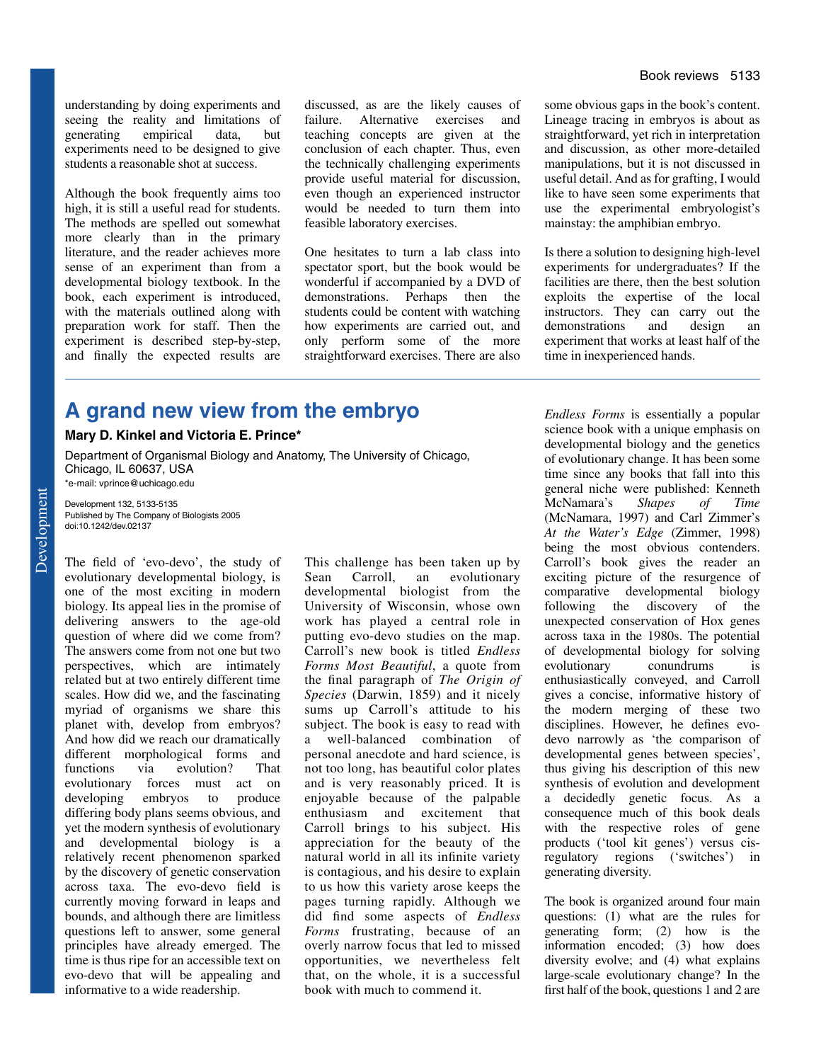understanding by doing experiments and seeing the reality and limitations of generating empirical data, but experiments need to be designed to give students a reasonable shot at success.

Although the book frequently aims too high, it is still a useful read for students. The methods are spelled out somewhat more clearly than in the primary literature, and the reader achieves more sense of an experiment than from a developmental biology textbook. In the book, each experiment is introduced, with the materials outlined along with preparation work for staff. Then the experiment is described step-by-step, and finally the expected results are discussed, as are the likely causes of failure. Alternative exercises and teaching concepts are given at the conclusion of each chapter. Thus, even the technically challenging experiments provide useful material for discussion, even though an experienced instructor would be needed to turn them into feasible laboratory exercises.

One hesitates to turn a lab class into spectator sport, but the book would be wonderful if accompanied by a DVD of demonstrations. Perhaps then the students could be content with watching how experiments are carried out, and only perform some of the more straightforward exercises. There are also some obvious gaps in the book's content. Lineage tracing in embryos is about as straightforward, yet rich in interpretation and discussion, as other more-detailed manipulations, but it is not discussed in useful detail. And as for grafting, I would like to have seen some experiments that use the experimental embryologist's mainstay: the amphibian embryo.

Is there a solution to designing high-level experiments for undergraduates? If the facilities are there, then the best solution exploits the expertise of the local instructors. They can carry out the demonstrations and design an experiment that works at least half of the time in inexperienced hands.

---

# A grand new view from the embryo

**Mary D. Kinkel and Victoria E. Prince***

Department of Organismal Biology and Anatomy, The University of Chicago, Chicago, IL 60637, USA
*e-mail: vprince@uchicago.edu

Development 132, 5133-5135
Published by The Company of Biologists 2005
doi:10.1242/dev.02137

The field of 'evo-devo', the study of evolutionary developmental biology, is one of the most exciting in modern biology. Its appeal lies in the promise of delivering answers to the age-old question of where did we come from? The answers come from not one but two perspectives, which are intimately related but at two entirely different time scales. How did we, and the fascinating myriad of organisms we share this planet with, develop from embryos? And how did we reach our dramatically different morphological forms and functions via evolution? That evolutionary forces must act on developing embryos to produce differing body plans seems obvious, and yet the modern synthesis of evolutionary and developmental biology is a relatively recent phenomenon sparked by the discovery of genetic conservation across taxa. The evo-devo field is currently moving forward in leaps and bounds, and although there are limitless questions left to answer, some general principles have already emerged. The time is thus ripe for an accessible text on evo-devo that will be appealing and informative to a wide readership.

This challenge has been taken up by Sean Carroll, an evolutionary developmental biologist from the University of Wisconsin, whose own work has played a central role in putting evo-devo studies on the map. Carroll's new book is titled *Endless Forms Most Beautiful*, a quote from the final paragraph of *The Origin of Species* (Darwin, 1859) and it nicely sums up Carroll's attitude to his subject. The book is easy to read with a well-balanced combination of personal anecdote and hard science, is not too long, has beautiful color plates and is very reasonably priced. It is enjoyable because of the palpable enthusiasm and excitement that Carroll brings to his subject. His appreciation for the beauty of the natural world in all its infinite variety is contagious, and his desire to explain to us how this variety arose keeps the pages turning rapidly. Although we did find some aspects of *Endless Forms* frustrating, because of an overly narrow focus that led to missed opportunities, we nevertheless felt that, on the whole, it is a successful book with much to commend it.

*Endless Forms* is essentially a popular science book with a unique emphasis on developmental biology and the genetics of evolutionary change. It has been some time since any books that fall into this general niche were published: Kenneth McNamara's *Shapes of Time* (McNamara, 1997) and Carl Zimmer's *At the Water's Edge* (Zimmer, 1998) being the most obvious contenders. Carroll's book gives the reader an exciting picture of the resurgence of comparative developmental biology following the discovery of the unexpected conservation of Hox genes across taxa in the 1980s. The potential of developmental biology for solving evolutionary conundrums is enthusiastically conveyed, and Carroll gives a concise, informative history of the modern merging of these two disciplines. However, he defines evo-devo narrowly as 'the comparison of developmental genes between species', thus giving his description of this new synthesis of evolution and development a decidedly genetic focus. As a consequence much of this book deals with the respective roles of gene products ('tool kit genes') versus cis-regulatory regions ('switches') in generating diversity.

The book is organized around four main questions: (1) what are the rules for generating form; (2) how is the information encoded; (3) how does diversity evolve; and (4) what explains large-scale evolutionary change? In the first half of the book, questions 1 and 2 are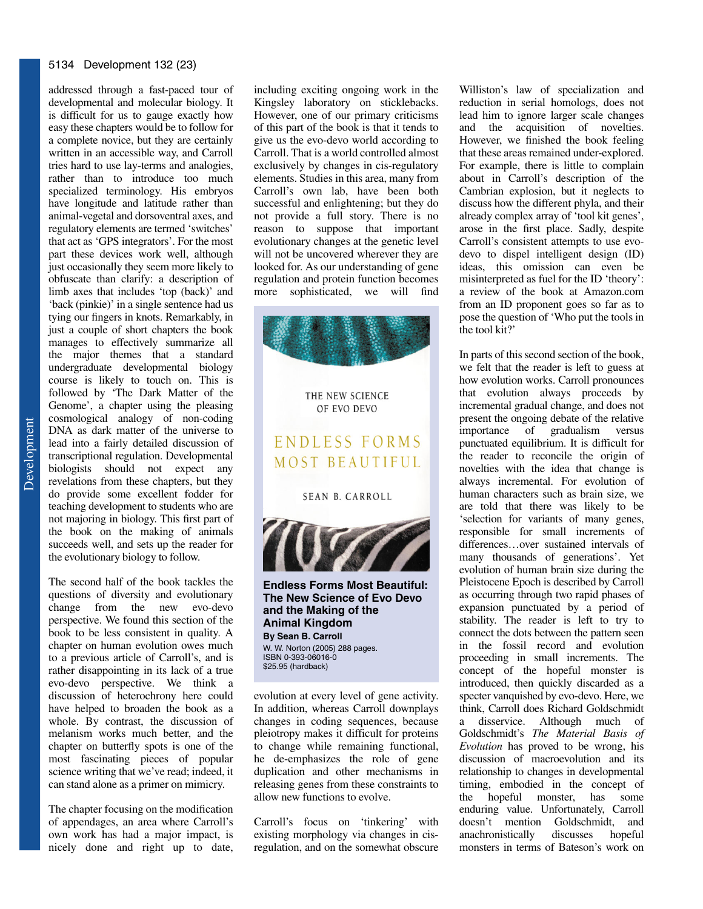addressed through a fast-paced tour of developmental and molecular biology. It is difficult for us to gauge exactly how easy these chapters would be to follow for a complete novice, but they are certainly written in an accessible way, and Carroll tries hard to use lay-terms and analogies, rather than to introduce too much specialized terminology. His embryos have longitude and latitude rather than animal-vegetal and dorsoventral axes, and regulatory elements are termed 'switches' that act as 'GPS integrators'. For the most part these devices work well, although just occasionally they seem more likely to obfuscate than clarify: a description of limb axes that includes 'top (back)' and 'back (pinkie)' in a single sentence had us tying our fingers in knots. Remarkably, in just a couple of short chapters the book manages to effectively summarize all the major themes that a standard undergraduate developmental biology course is likely to touch on. This is followed by 'The Dark Matter of the Genome', a chapter using the pleasing cosmological analogy of non-coding DNA as dark matter of the universe to lead into a fairly detailed discussion of transcriptional regulation. Developmental biologists should not expect any revelations from these chapters, but they do provide some excellent fodder for teaching development to students who are not majoring in biology. This first part of the book on the making of animals succeeds well, and sets up the reader for the evolutionary biology to follow.

The second half of the book tackles the questions of diversity and evolutionary change from the new evo-devo perspective. We found this section of the book to be less consistent in quality. A chapter on human evolution owes much to a previous article of Carroll's, and is rather disappointing in its lack of a true evo-devo perspective. We think a discussion of heterochrony here could have helped to broaden the book as a whole. By contrast, the discussion of melanism works much better, and the chapter on butterfly spots is one of the most fascinating pieces of popular science writing that we've read; indeed, it can stand alone as a primer on mimicry.

The chapter focusing on the modification of appendages, an area where Carroll's own work has had a major impact, is nicely done and right up to date, including exciting ongoing work in the Kingsley laboratory on sticklebacks. However, one of our primary criticisms of this part of the book is that it tends to give us the evo-devo world according to Carroll. That is a world controlled almost exclusively by changes in cis-regulatory elements. Studies in this area, many from Carroll's own lab, have been both successful and enlightening; but they do not provide a full story. There is no reason to suppose that important evolutionary changes at the genetic level will not be uncovered wherever they are looked for. As our understanding of gene regulation and protein function becomes more sophisticated, we will find evolution at every level of gene activity. In addition, whereas Carroll downplays changes in coding sequences, because pleiotropy makes it difficult for proteins to change while remaining functional, he de-emphasizes the role of gene duplication and other mechanisms in releasing genes from these constraints to allow new functions to evolve.

**Endless Forms Most Beautiful: The New Science of Evo Devo and the Making of the Animal Kingdom**
**By Sean B. Carroll**
W. W. Norton (2005) 288 pages.
ISBN 0-393-06016-0
$25.95 (hardback)

Carroll's focus on 'tinkering' with existing morphology via changes in cis-regulation, and on the somewhat obscure Williston's law of specialization and reduction in serial homologs, does not lead him to ignore larger scale changes and the acquisition of novelties. However, we finished the book feeling that these areas remained under-explored. For example, there is little to complain about in Carroll's description of the Cambrian explosion, but it neglects to discuss how the different phyla, and their already complex array of 'tool kit genes', arose in the first place. Sadly, despite Carroll's consistent attempts to use evo-devo to dispel intelligent design (ID) ideas, this omission can even be misinterpreted as fuel for the ID 'theory': a review of the book at Amazon.com from an ID proponent goes so far as to pose the question of 'Who put the tools in the tool kit?'

In parts of this second section of the book, we felt that the reader is left to guess at how evolution works. Carroll pronounces that evolution always proceeds by incremental gradual change, and does not present the ongoing debate of the relative importance of gradualism versus punctuated equilibrium. It is difficult for the reader to reconcile the origin of novelties with the idea that change is always incremental. For evolution of human characters such as brain size, we are told that there was likely to be 'selection for variants of many genes, responsible for small increments of differences…over sustained intervals of many thousands of generations'. Yet evolution of human brain size during the Pleistocene Epoch is described by Carroll as occurring through two rapid phases of expansion punctuated by a period of stability. The reader is left to try to connect the dots between the pattern seen in the fossil record and evolution proceeding in small increments. The concept of the hopeful monster is introduced, then quickly discarded as a specter vanquished by evo-devo. Here, we think, Carroll does Richard Goldschmidt a disservice. Although much of Goldschmidt's *The Material Basis of Evolution* has proved to be wrong, his discussion of macroevolution and its relationship to changes in developmental timing, embodied in the concept of the hopeful monster, has some enduring value. Unfortunately, Carroll doesn't mention Goldschmidt, and anachronistically discusses hopeful monsters in terms of Bateson's work on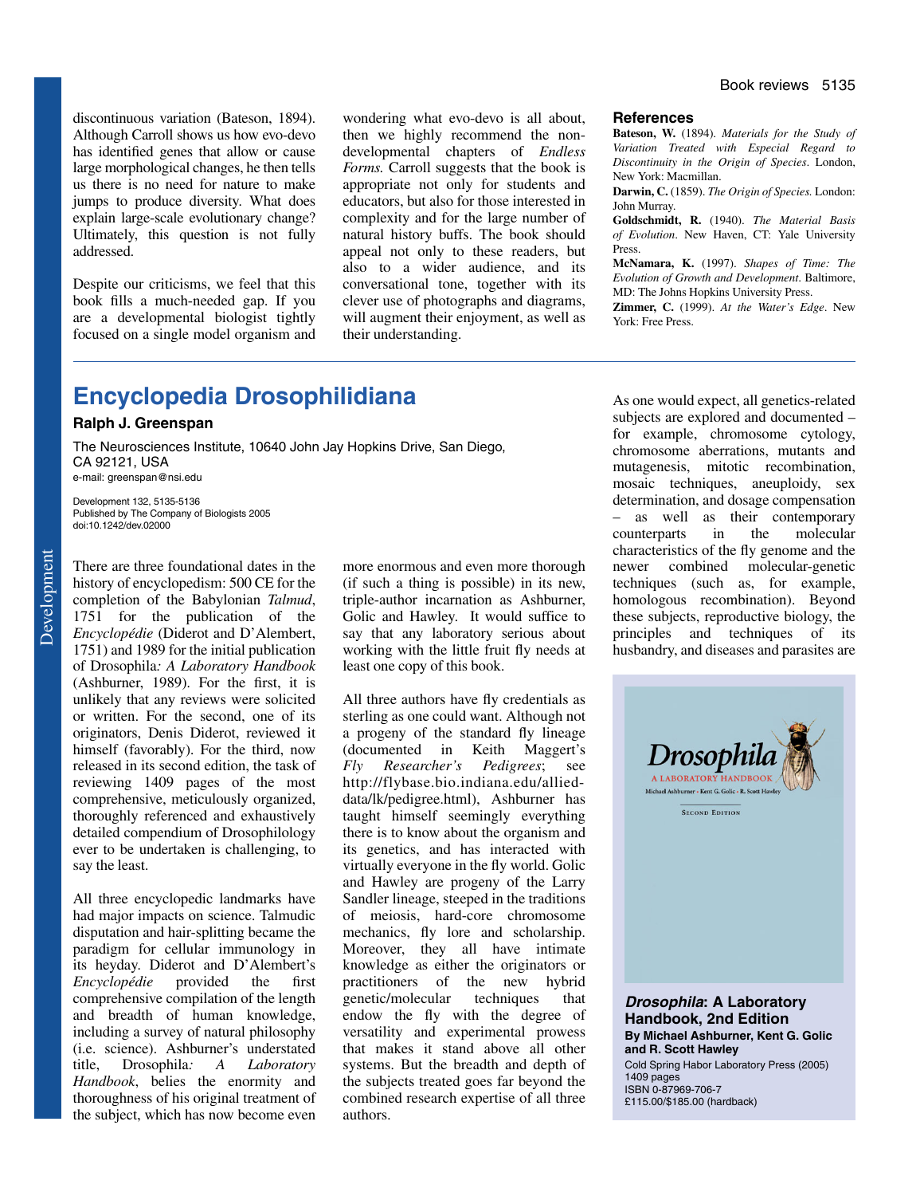discontinuous variation (Bateson, 1894). Although Carroll shows us how evo-devo has identified genes that allow or cause large morphological changes, he then tells us there is no need for nature to make jumps to produce diversity. What does explain large-scale evolutionary change? Ultimately, this question is not fully addressed.

Despite our criticisms, we feel that this book fills a much-needed gap. If you are a developmental biologist tightly focused on a single model organism and wondering what evo-devo is all about, then we highly recommend the non-developmental chapters of *Endless Forms.* Carroll suggests that the book is appropriate not only for students and educators, but also for those interested in complexity and for the large number of natural history buffs. The book should appeal not only to these readers, but also to a wider audience, and its conversational tone, together with its clever use of photographs and diagrams, will augment their enjoyment, as well as their understanding.

## References

**Bateson, W.** (1894). *Materials for the Study of Variation Treated with Especial Regard to Discontinuity in the Origin of Species*. London, New York: Macmillan.

**Darwin, C.** (1859). *The Origin of Species.* London: John Murray.

**Goldschmidt, R.** (1940). *The Material Basis of Evolution*. New Haven, CT: Yale University Press.

**McNamara, K.** (1997). *Shapes of Time: The Evolution of Growth and Development*. Baltimore, MD: The Johns Hopkins University Press.

**Zimmer, C.** (1999). *At the Water's Edge*. New York: Free Press.

# Encyclopedia Drosophilidiana

**Ralph J. Greenspan**

The Neurosciences Institute, 10640 John Jay Hopkins Drive, San Diego, CA 92121, USA
e-mail: greenspan@nsi.edu

Development 132, 5135-5136
Published by The Company of Biologists 2005
doi:10.1242/dev.02000

There are three foundational dates in the history of encyclopedism: 500 CE for the completion of the Babylonian *Talmud*, 1751 for the publication of the *Encyclopédie* (Diderot and D'Alembert, 1751) and 1989 for the initial publication of Drosophila*: A Laboratory Handbook* (Ashburner, 1989). For the first, it is unlikely that any reviews were solicited or written. For the second, one of its originators, Denis Diderot, reviewed it himself (favorably). For the third, now released in its second edition, the task of reviewing 1409 pages of the most comprehensive, meticulously organized, thoroughly referenced and exhaustively detailed compendium of Drosophilology ever to be undertaken is challenging, to say the least.

All three encyclopedic landmarks have had major impacts on science. Talmudic disputation and hair-splitting became the paradigm for cellular immunology in its heyday. Diderot and D'Alembert's *Encyclopédie* provided the first comprehensive compilation of the length and breadth of human knowledge, including a survey of natural philosophy (i.e. science). Ashburner's understated title, Drosophila*: A Laboratory Handbook*, belies the enormity and thoroughness of his original treatment of the subject, which has now become even more enormous and even more thorough (if such a thing is possible) in its new, triple-author incarnation as Ashburner, Golic and Hawley. It would suffice to say that any laboratory serious about working with the little fruit fly needs at least one copy of this book.

All three authors have fly credentials as sterling as one could want. Although not a progeny of the standard fly lineage (documented in Keith Maggert's *Fly Researcher's Pedigrees*; see http://flybase.bio.indiana.edu/allied-data/lk/pedigree.html), Ashburner has taught himself seemingly everything there is to know about the organism and its genetics, and has interacted with virtually everyone in the fly world. Golic and Hawley are progeny of the Larry Sandler lineage, steeped in the traditions of meiosis, hard-core chromosome mechanics, fly lore and scholarship. Moreover, they all have intimate knowledge as either the originators or practitioners of the new hybrid genetic/molecular techniques that endow the fly with the degree of versatility and experimental prowess that makes it stand above all other systems. But the breadth and depth of the subjects treated goes far beyond the combined research expertise of all three authors.

As one would expect, all genetics-related subjects are explored and documented – for example, chromosome cytology, chromosome aberrations, mutants and mutagenesis, mitotic recombination, mosaic techniques, aneuploidy, sex determination, and dosage compensation – as well as their contemporary counterparts in the molecular characteristics of the fly genome and the newer combined molecular-genetic techniques (such as, for example, homologous recombination). Beyond these subjects, reproductive biology, the principles and techniques of its husbandry, and diseases and parasites are

***Drosophila*: A Laboratory Handbook, 2nd Edition**
**By Michael Ashburner, Kent G. Golic and R. Scott Hawley**
Cold Spring Habor Laboratory Press (2005)
1409 pages
ISBN 0-87969-706-7
£115.00/$185.00 (hardback)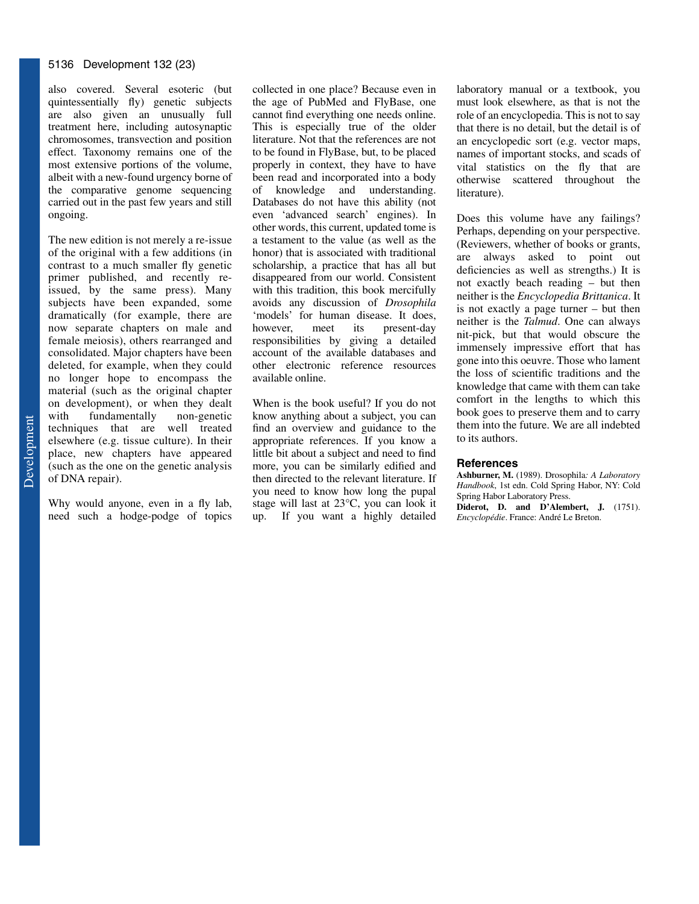also covered. Several esoteric (but quintessentially fly) genetic subjects are also given an unusually full treatment here, including autosynaptic chromosomes, transvection and position effect. Taxonomy remains one of the most extensive portions of the volume, albeit with a new-found urgency borne of the comparative genome sequencing carried out in the past few years and still ongoing.

The new edition is not merely a re-issue of the original with a few additions (in contrast to a much smaller fly genetic primer published, and recently re-issued, by the same press). Many subjects have been expanded, some dramatically (for example, there are now separate chapters on male and female meiosis), others rearranged and consolidated. Major chapters have been deleted, for example, when they could no longer hope to encompass the material (such as the original chapter on development), or when they dealt with fundamentally non-genetic techniques that are well treated elsewhere (e.g. tissue culture). In their place, new chapters have appeared (such as the one on the genetic analysis of DNA repair).

Why would anyone, even in a fly lab, need such a hodge-podge of topics collected in one place? Because even in the age of PubMed and FlyBase, one cannot find everything one needs online. This is especially true of the older literature. Not that the references are not to be found in FlyBase, but, to be placed properly in context, they have to have been read and incorporated into a body of knowledge and understanding. Databases do not have this ability (not even 'advanced search' engines). In other words, this current, updated tome is a testament to the value (as well as the honor) that is associated with traditional scholarship, a practice that has all but disappeared from our world. Consistent with this tradition, this book mercifully avoids any discussion of *Drosophila* 'models' for human disease. It does, however, meet its present-day responsibilities by giving a detailed account of the available databases and other electronic reference resources available online.

When is the book useful? If you do not know anything about a subject, you can find an overview and guidance to the appropriate references. If you know a little bit about a subject and need to find more, you can be similarly edified and then directed to the relevant literature. If you need to know how long the pupal stage will last at 23°C, you can look it up. If you want a highly detailed laboratory manual or a textbook, you must look elsewhere, as that is not the role of an encyclopedia. This is not to say that there is no detail, but the detail is of an encyclopedic sort (e.g. vector maps, names of important stocks, and scads of vital statistics on the fly that are otherwise scattered throughout the literature).

Does this volume have any failings? Perhaps, depending on your perspective. (Reviewers, whether of books or grants, are always asked to point out deficiencies as well as strengths.) It is not exactly beach reading – but then neither is the *Encyclopedia Brittanica*. It is not exactly a page turner – but then neither is the *Talmud*. One can always nit-pick, but that would obscure the immensely impressive effort that has gone into this oeuvre. Those who lament the loss of scientific traditions and the knowledge that came with them can take comfort in the lengths to which this book goes to preserve them and to carry them into the future. We are all indebted to its authors.

## References

**Ashburner, M.** (1989). Drosophila*: A Laboratory Handbook*, 1st edn. Cold Spring Habor, NY: Cold Spring Habor Laboratory Press.

**Diderot, D. and D'Alembert, J.** (1751). *Encyclopédie*. France: André Le Breton.